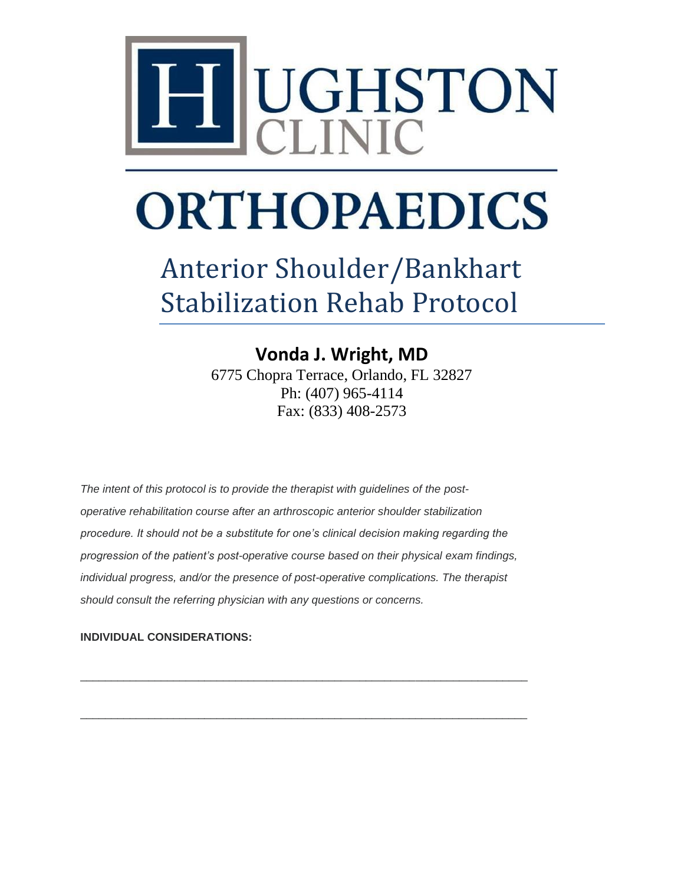# HUGHSTON CLINIC

# ORTHOPAEDICS

## Anterior Shoulder/Bankhart Stabilization Rehab Protocol

**Vonda J. Wright, MD**
6775 Chopra Terrace, Orlando, FL 32827
Ph: (407) 965-4114
Fax: (833) 408-2573

*The intent of this protocol is to provide the therapist with guidelines of the post-operative rehabilitation course after an arthroscopic anterior shoulder stabilization procedure. It should not be a substitute for one's clinical decision making regarding the progression of the patient's post-operative course based on their physical exam findings, individual progress, and/or the presence of post-operative complications. The therapist should consult the referring physician with any questions or concerns.*

**INDIVIDUAL CONSIDERATIONS:**

______________________________________________________________________

______________________________________________________________________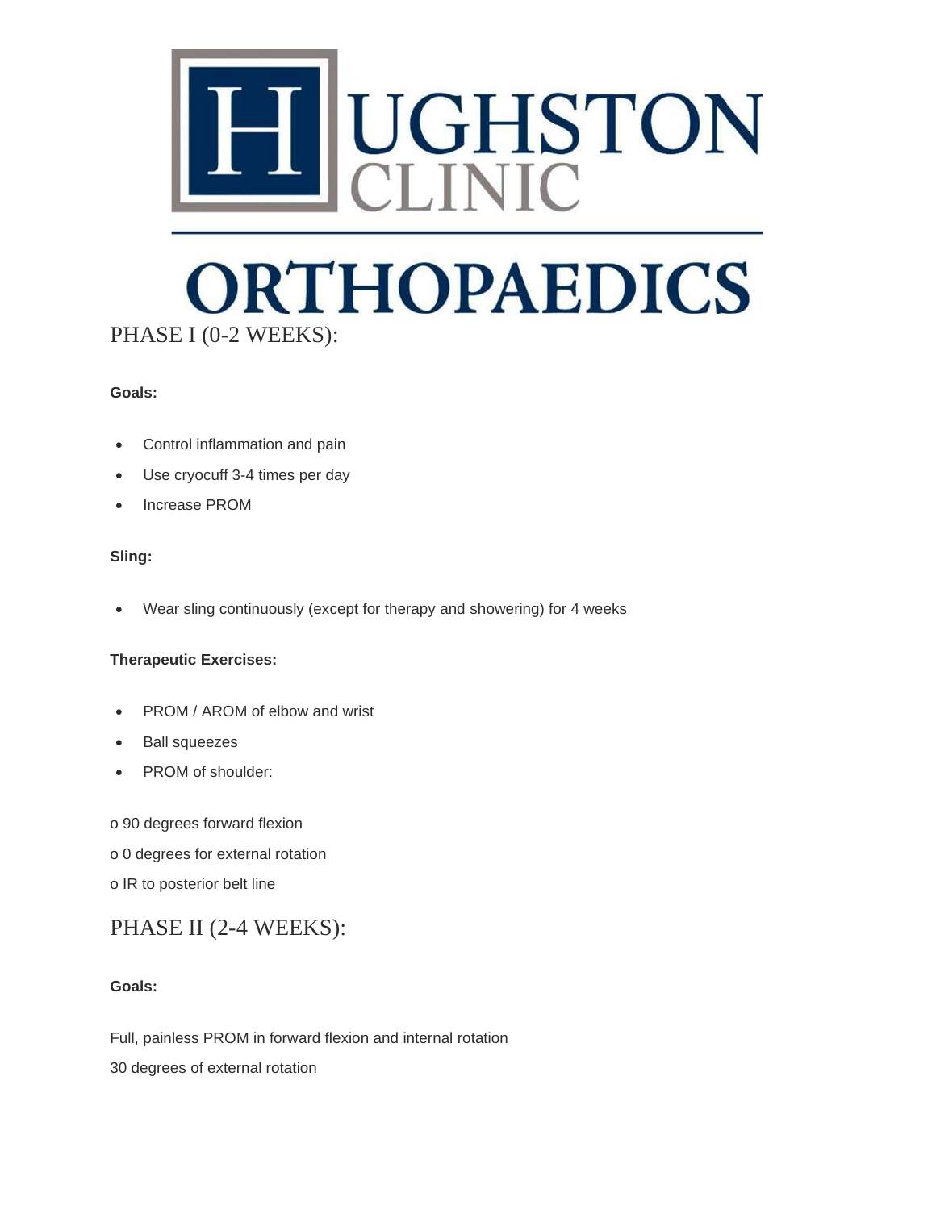# PHASE I (0-2 WEEKS):

**Goals:**

- Control inflammation and pain
- Use cryocuff 3-4 times per day
- Increase PROM

**Sling:**

- Wear sling continuously (except for therapy and showering) for 4 weeks

**Therapeutic Exercises:**

- PROM / AROM of elbow and wrist
- Ball squeezes
- PROM of shoulder:

o 90 degrees forward flexion

o 0 degrees for external rotation

o IR to posterior belt line

# PHASE II (2-4 WEEKS):

**Goals:**

Full, painless PROM in forward flexion and internal rotation

30 degrees of external rotation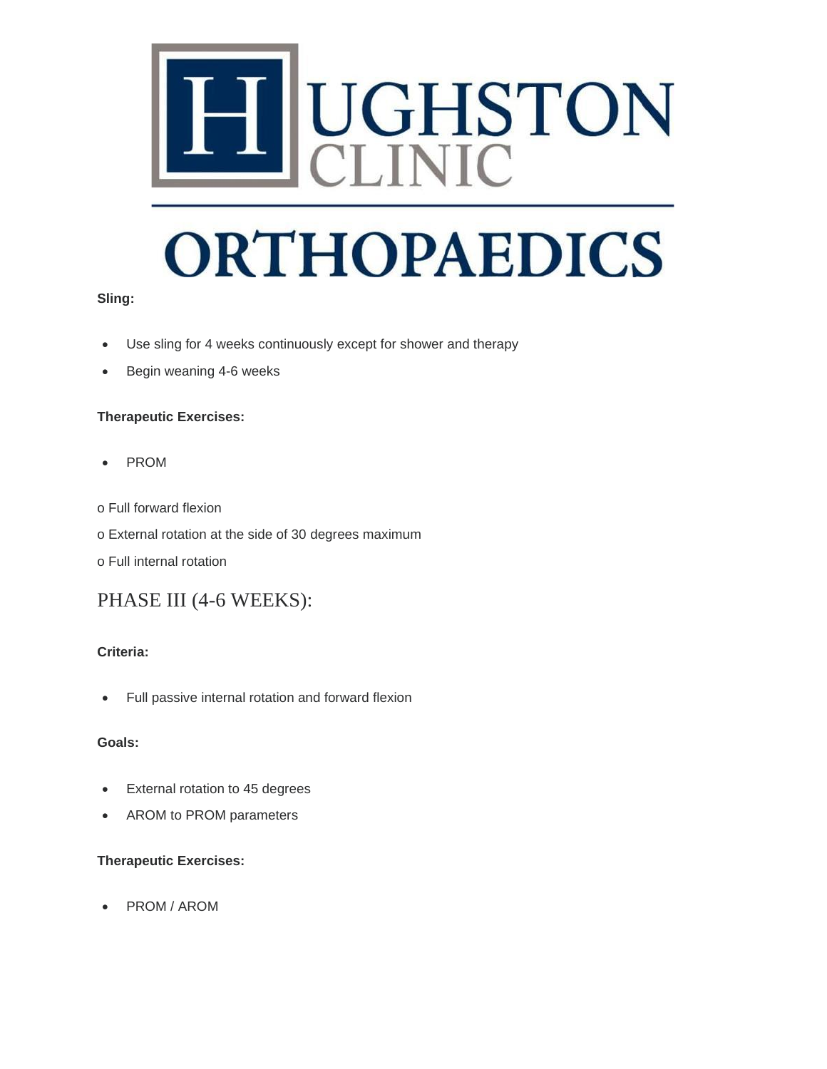**Sling:**

- Use sling for 4 weeks continuously except for shower and therapy
- Begin weaning 4-6 weeks

**Therapeutic Exercises:**

- PROM

o Full forward flexion

o External rotation at the side of 30 degrees maximum

o Full internal rotation

## PHASE III (4-6 WEEKS):

**Criteria:**

- Full passive internal rotation and forward flexion

**Goals:**

- External rotation to 45 degrees
- AROM to PROM parameters

**Therapeutic Exercises:**

- PROM / AROM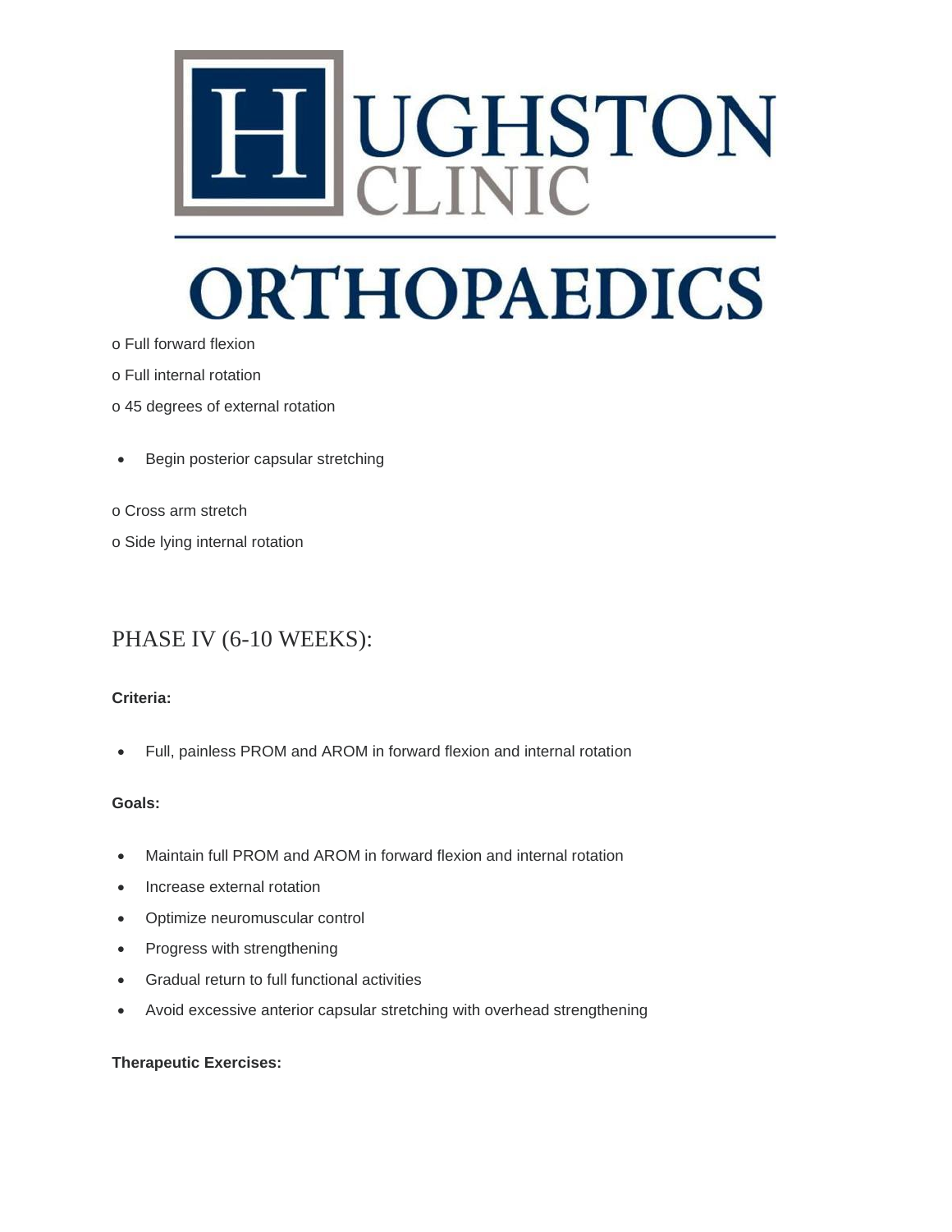- Full forward flexion
- Full internal rotation
- 45 degrees of external rotation

- Begin posterior capsular stretching

- Cross arm stretch
- Side lying internal rotation

## PHASE IV (6-10 WEEKS):

**Criteria:**

- Full, painless PROM and AROM in forward flexion and internal rotation

**Goals:**

- Maintain full PROM and AROM in forward flexion and internal rotation
- Increase external rotation
- Optimize neuromuscular control
- Progress with strengthening
- Gradual return to full functional activities
- Avoid excessive anterior capsular stretching with overhead strengthening

**Therapeutic Exercises:**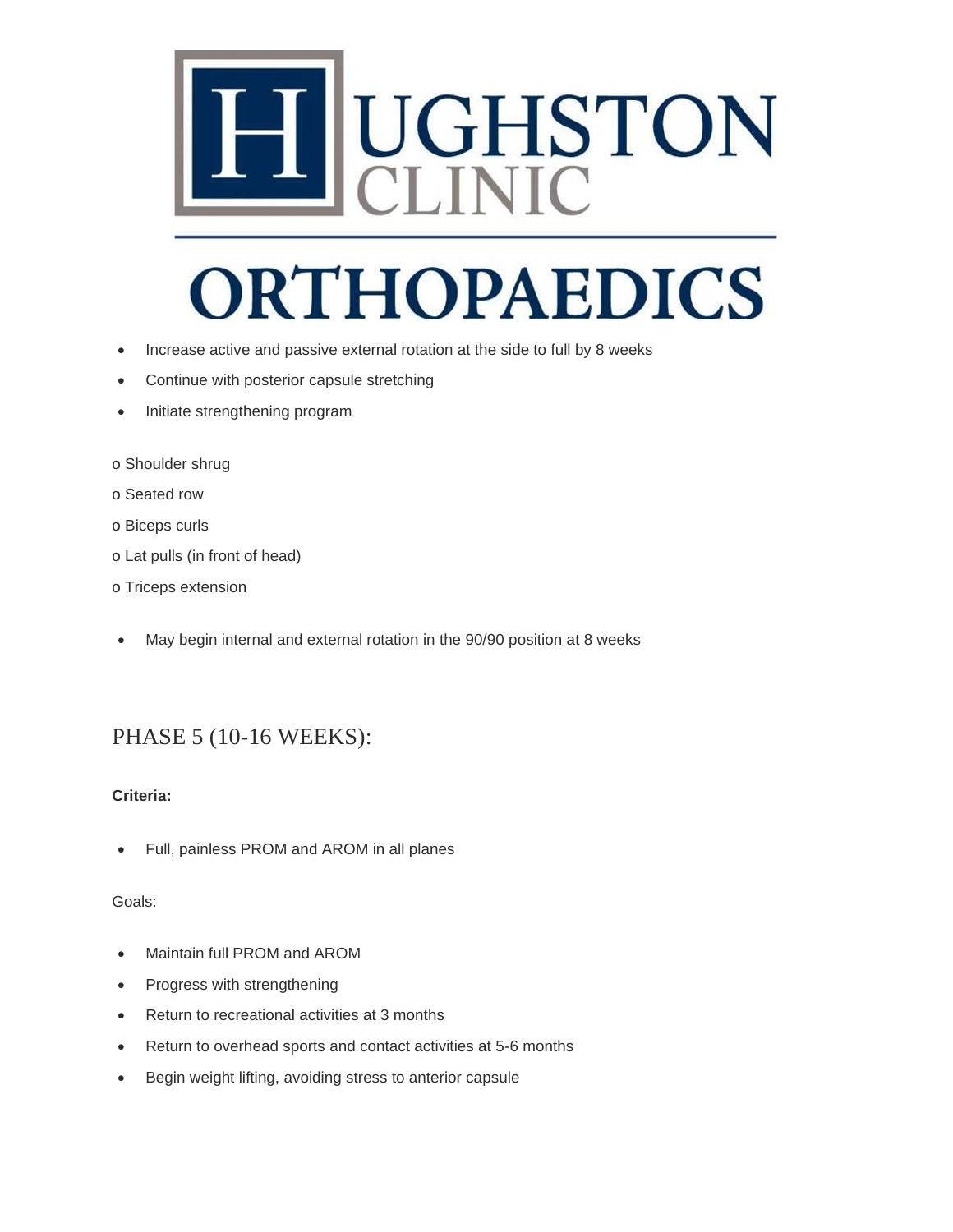- Increase active and passive external rotation at the side to full by 8 weeks
- Continue with posterior capsule stretching
- Initiate strengthening program

o Shoulder shrug

o Seated row

o Biceps curls

o Lat pulls (in front of head)

o Triceps extension

- May begin internal and external rotation in the 90/90 position at 8 weeks

## PHASE 5 (10-16 WEEKS):

**Criteria:**

- Full, painless PROM and AROM in all planes

Goals:

- Maintain full PROM and AROM
- Progress with strengthening
- Return to recreational activities at 3 months
- Return to overhead sports and contact activities at 5-6 months
- Begin weight lifting, avoiding stress to anterior capsule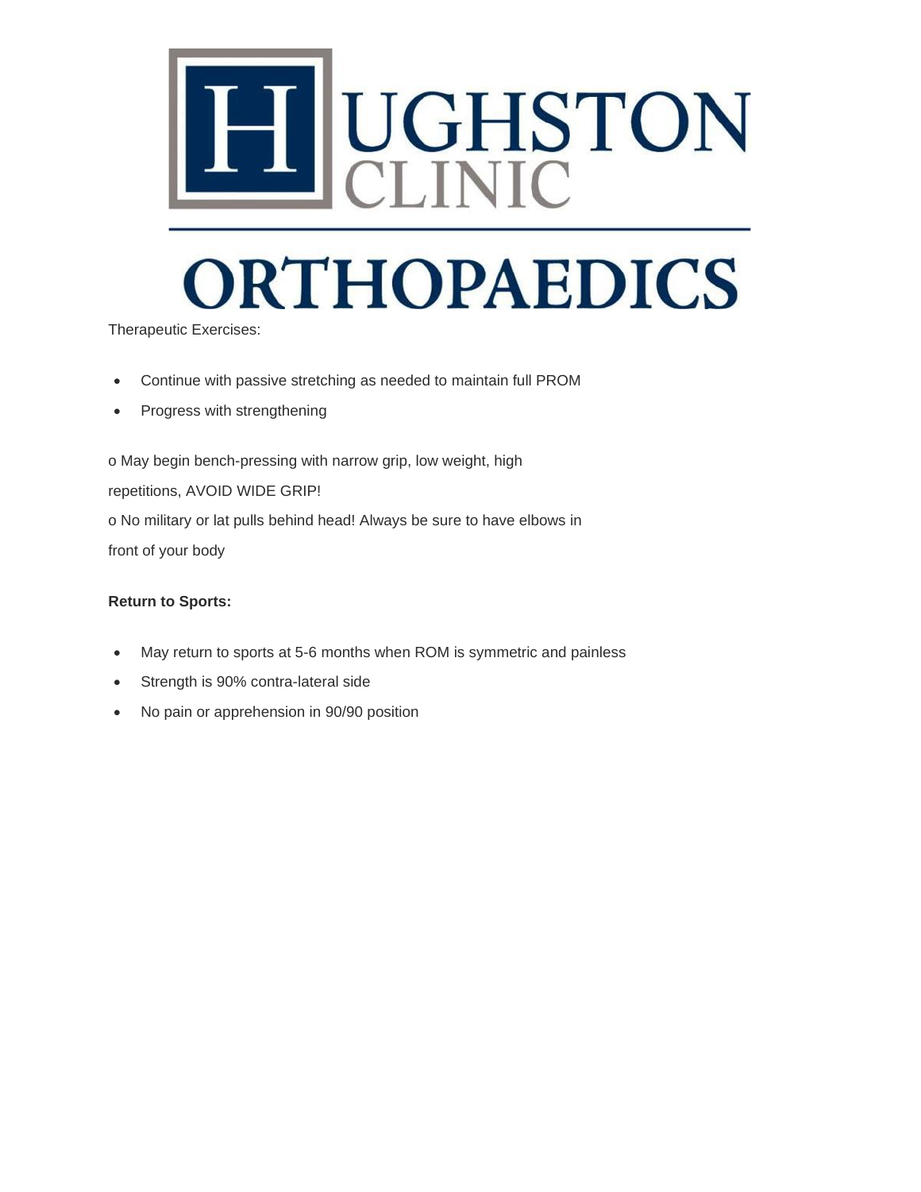Therapeutic Exercises:

- Continue with passive stretching as needed to maintain full PROM
- Progress with strengthening

o May begin bench-pressing with narrow grip, low weight, high repetitions, AVOID WIDE GRIP!

o No military or lat pulls behind head! Always be sure to have elbows in front of your body

**Return to Sports:**

- May return to sports at 5-6 months when ROM is symmetric and painless
- Strength is 90% contra-lateral side
- No pain or apprehension in 90/90 position